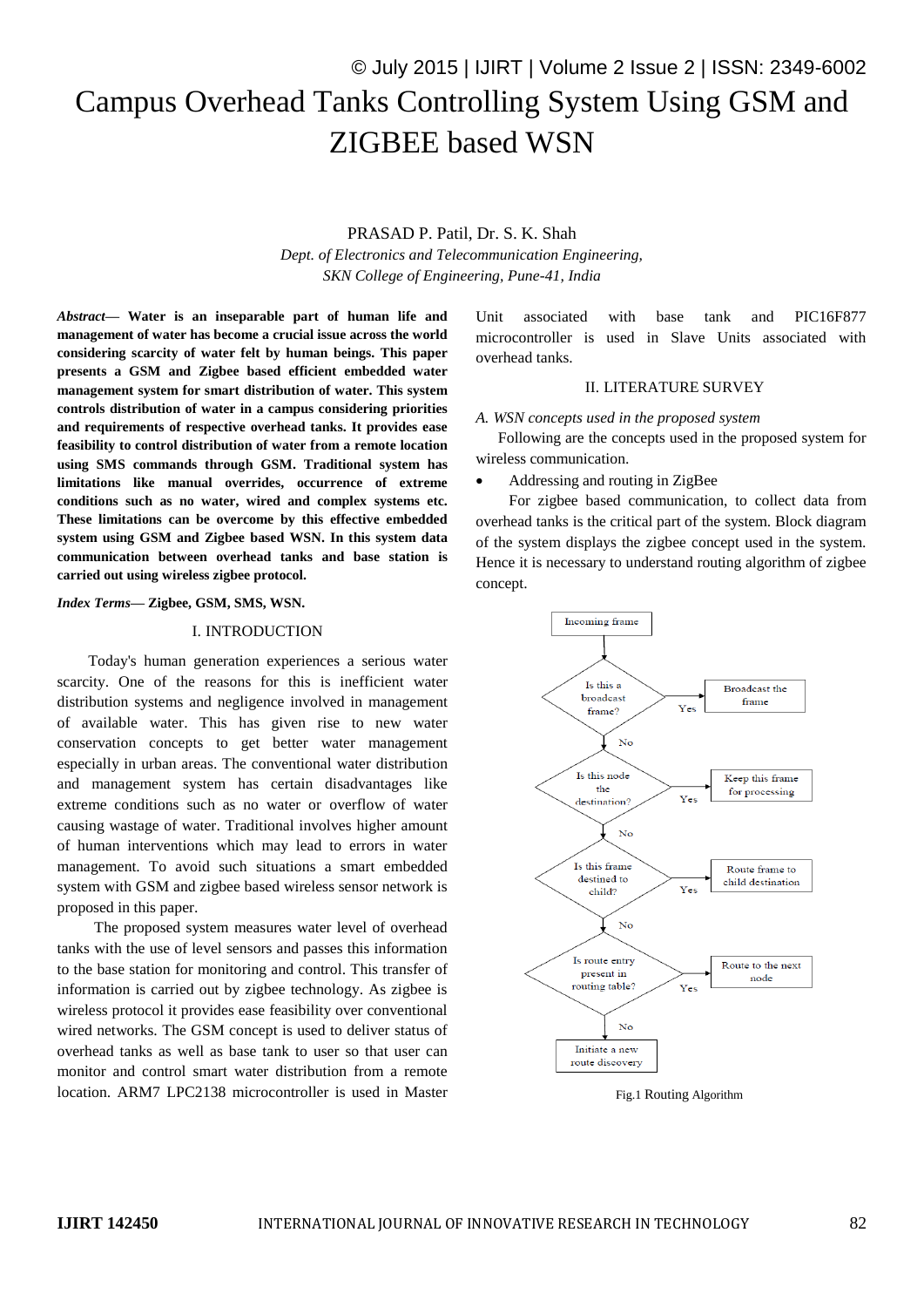# Campus Overhead Tanks Controlling System Using GSM and ZIGBEE based WSN

PRASAD P. Patil, Dr. S. K. Shah

*Dept. of Electronics and Telecommunication Engineering,*
*SKN College of Engineering, Pune-41, India*

***Abstract*— Water is an inseparable part of human life and management of water has become a crucial issue across the world considering scarcity of water felt by human beings. This paper presents a GSM and Zigbee based efficient embedded water management system for smart distribution of water. This system controls distribution of water in a campus considering priorities and requirements of respective overhead tanks. It provides ease feasibility to control distribution of water from a remote location using SMS commands through GSM. Traditional system has limitations like manual overrides, occurrence of extreme conditions such as no water, wired and complex systems etc. These limitations can be overcome by this effective embedded system using GSM and Zigbee based WSN. In this system data communication between overhead tanks and base station is carried out using wireless zigbee protocol.**

***Index Terms*— Zigbee, GSM, SMS, WSN.**

## I. INTRODUCTION

Today's human generation experiences a serious water scarcity. One of the reasons for this is inefficient water distribution systems and negligence involved in management of available water. This has given rise to new water conservation concepts to get better water management especially in urban areas. The conventional water distribution and management system has certain disadvantages like extreme conditions such as no water or overflow of water causing wastage of water. Traditional involves higher amount of human interventions which may lead to errors in water management. To avoid such situations a smart embedded system with GSM and zigbee based wireless sensor network is proposed in this paper.

The proposed system measures water level of overhead tanks with the use of level sensors and passes this information to the base station for monitoring and control. This transfer of information is carried out by zigbee technology. As zigbee is wireless protocol it provides ease feasibility over conventional wired networks. The GSM concept is used to deliver status of overhead tanks as well as base tank to user so that user can monitor and control smart water distribution from a remote location. ARM7 LPC2138 microcontroller is used in Master Unit associated with base tank and PIC16F877 microcontroller is used in Slave Units associated with overhead tanks.

## II. LITERATURE SURVEY

### *A. WSN concepts used in the proposed system*

Following are the concepts used in the proposed system for wireless communication.

- Addressing and routing in ZigBee

For zigbee based communication, to collect data from overhead tanks is the critical part of the system. Block diagram of the system displays the zigbee concept used in the system. Hence it is necessary to understand routing algorithm of zigbee concept.

Fig.1 Routing Algorithm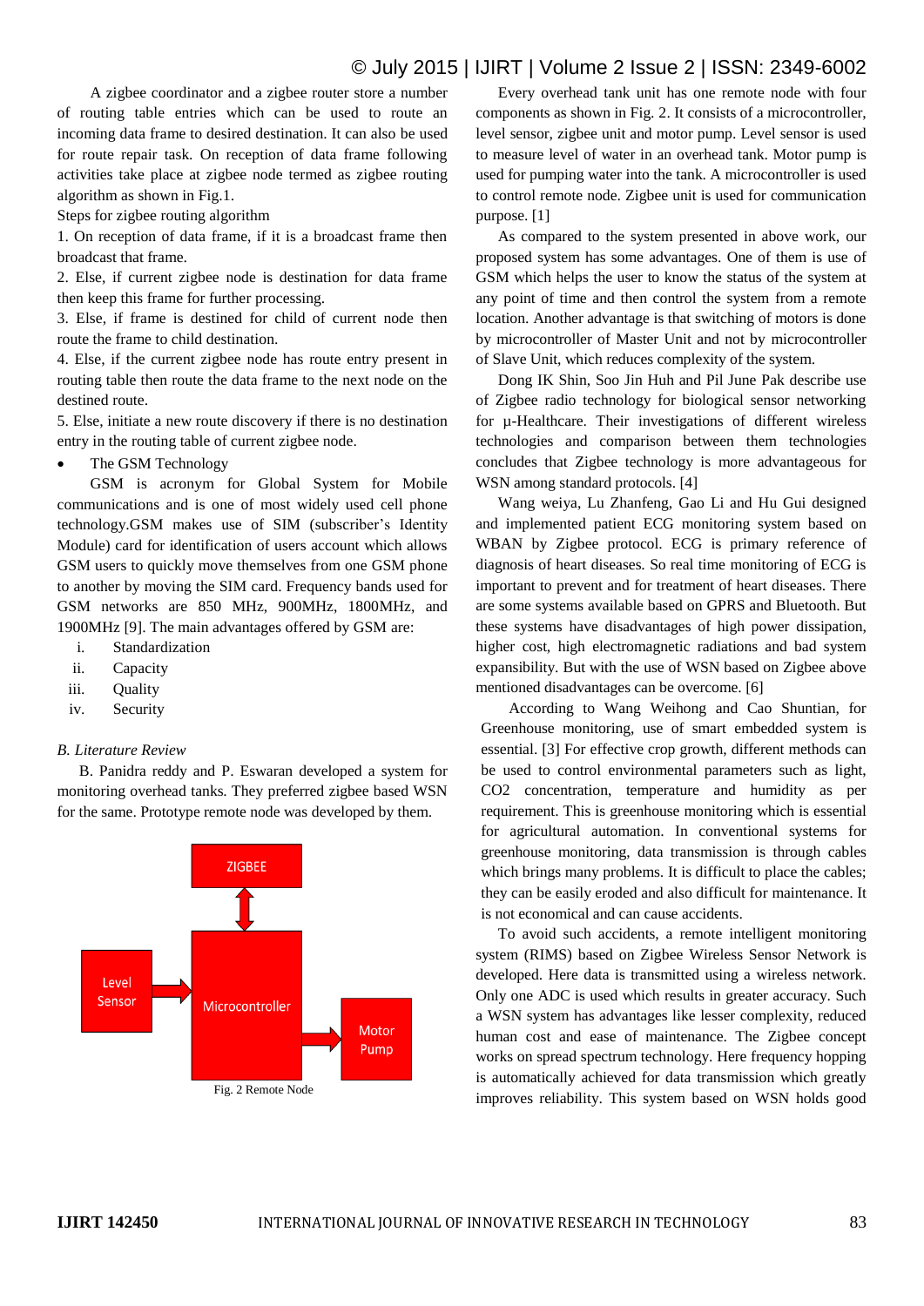A zigbee coordinator and a zigbee router store a number of routing table entries which can be used to route an incoming data frame to desired destination. It can also be used for route repair task. On reception of data frame following activities take place at zigbee node termed as zigbee routing algorithm as shown in Fig.1.

Steps for zigbee routing algorithm

1. On reception of data frame, if it is a broadcast frame then broadcast that frame.
2. Else, if current zigbee node is destination for data frame then keep this frame for further processing.
3. Else, if frame is destined for child of current node then route the frame to child destination.
4. Else, if the current zigbee node has route entry present in routing table then route the data frame to the next node on the destined route.
5. Else, initiate a new route discovery if there is no destination entry in the routing table of current zigbee node.

- The GSM Technology

GSM is acronym for Global System for Mobile communications and is one of most widely used cell phone technology.GSM makes use of SIM (subscriber's Identity Module) card for identification of users account which allows GSM users to quickly move themselves from one GSM phone to another by moving the SIM card. Frequency bands used for GSM networks are 850 MHz, 900MHz, 1800MHz, and 1900MHz [9]. The main advantages offered by GSM are:

i. Standardization
ii. Capacity
iii. Quality
iv. Security

*B. Literature Review*

B. Panidra reddy and P. Eswaran developed a system for monitoring overhead tanks. They preferred zigbee based WSN for the same. Prototype remote node was developed by them.

Fig. 2 Remote Node

Every overhead tank unit has one remote node with four components as shown in Fig. 2. It consists of a microcontroller, level sensor, zigbee unit and motor pump. Level sensor is used to measure level of water in an overhead tank. Motor pump is used for pumping water into the tank. A microcontroller is used to control remote node. Zigbee unit is used for communication purpose. [1]

As compared to the system presented in above work, our proposed system has some advantages. One of them is use of GSM which helps the user to know the status of the system at any point of time and then control the system from a remote location. Another advantage is that switching of motors is done by microcontroller of Master Unit and not by microcontroller of Slave Unit, which reduces complexity of the system.

Dong IK Shin, Soo Jin Huh and Pil June Pak describe use of Zigbee radio technology for biological sensor networking for µ-Healthcare. Their investigations of different wireless technologies and comparison between them technologies concludes that Zigbee technology is more advantageous for WSN among standard protocols. [4]

Wang weiya, Lu Zhanfeng, Gao Li and Hu Gui designed and implemented patient ECG monitoring system based on WBAN by Zigbee protocol. ECG is primary reference of diagnosis of heart diseases. So real time monitoring of ECG is important to prevent and for treatment of heart diseases. There are some systems available based on GPRS and Bluetooth. But these systems have disadvantages of high power dissipation, higher cost, high electromagnetic radiations and bad system expansibility. But with the use of WSN based on Zigbee above mentioned disadvantages can be overcome. [6]

According to Wang Weihong and Cao Shuntian, for Greenhouse monitoring, use of smart embedded system is essential. [3] For effective crop growth, different methods can be used to control environmental parameters such as light, $CO_2$ concentration, temperature and humidity as per requirement. This is greenhouse monitoring which is essential for agricultural automation. In conventional systems for greenhouse monitoring, data transmission is through cables which brings many problems. It is difficult to place the cables; they can be easily eroded and also difficult for maintenance. It is not economical and can cause accidents.

To avoid such accidents, a remote intelligent monitoring system (RIMS) based on Zigbee Wireless Sensor Network is developed. Here data is transmitted using a wireless network. Only one ADC is used which results in greater accuracy. Such a WSN system has advantages like lesser complexity, reduced human cost and ease of maintenance. The Zigbee concept works on spread spectrum technology. Here frequency hopping is automatically achieved for data transmission which greatly improves reliability. This system based on WSN holds good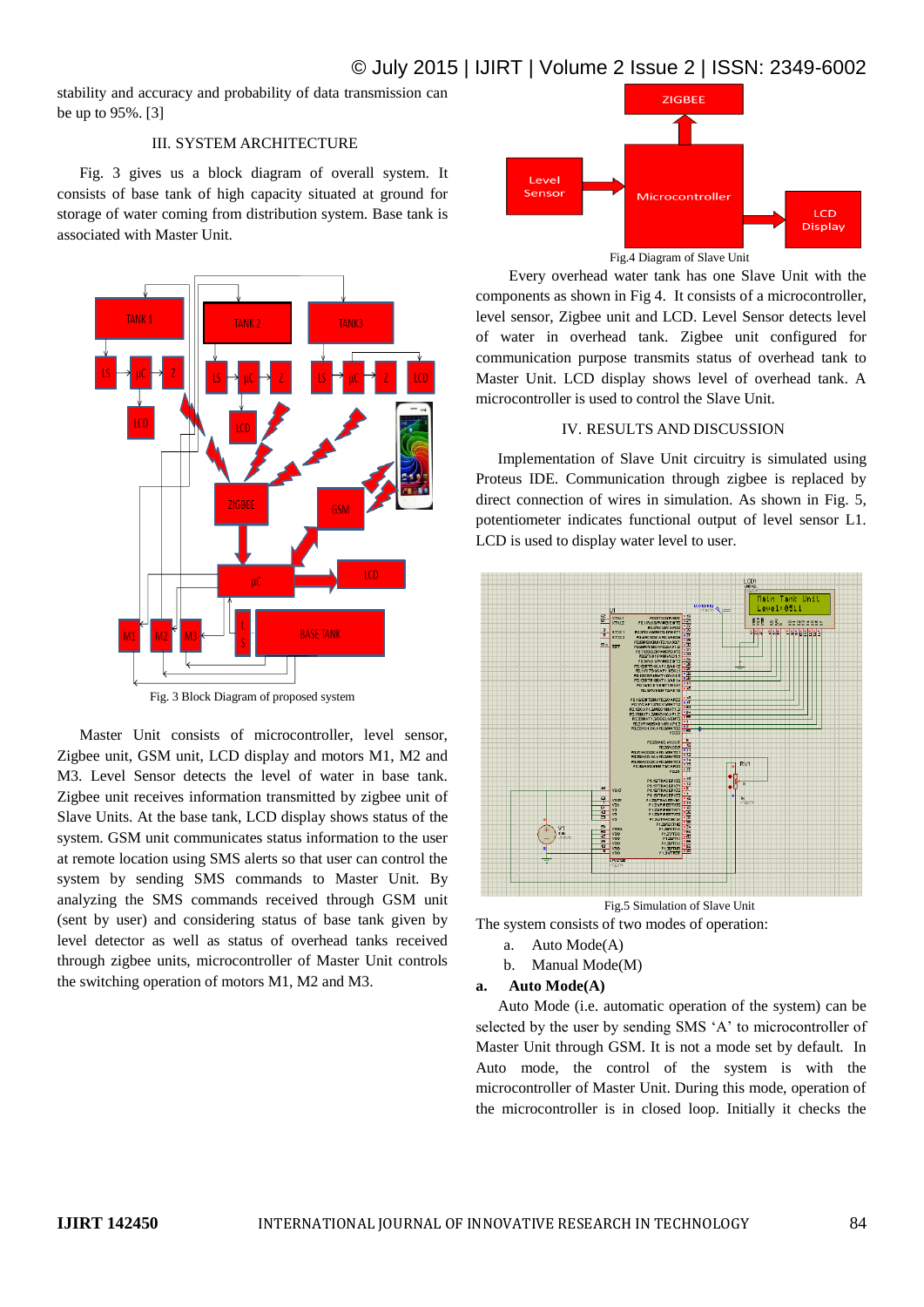stability and accuracy and probability of data transmission can be up to 95%. [3]

## III. SYSTEM ARCHITECTURE

Fig. 3 gives us a block diagram of overall system. It consists of base tank of high capacity situated at ground for storage of water coming from distribution system. Base tank is associated with Master Unit.

Fig. 3 Block Diagram of proposed system

Master Unit consists of microcontroller, level sensor, Zigbee unit, GSM unit, LCD display and motors M1, M2 and M3. Level Sensor detects the level of water in base tank. Zigbee unit receives information transmitted by zigbee unit of Slave Units. At the base tank, LCD display shows status of the system. GSM unit communicates status information to the user at remote location using SMS alerts so that user can control the system by sending SMS commands to Master Unit. By analyzing the SMS commands received through GSM unit (sent by user) and considering status of base tank given by level detector as well as status of overhead tanks received through zigbee units, microcontroller of Master Unit controls the switching operation of motors M1, M2 and M3.

Fig.4 Diagram of Slave Unit

Every overhead water tank has one Slave Unit with the components as shown in Fig 4. It consists of a microcontroller, level sensor, Zigbee unit and LCD. Level Sensor detects level of water in overhead tank. Zigbee unit configured for communication purpose transmits status of overhead tank to Master Unit. LCD display shows level of overhead tank. A microcontroller is used to control the Slave Unit.

## IV. RESULTS AND DISCUSSION

Implementation of Slave Unit circuitry is simulated using Proteus IDE. Communication through zigbee is replaced by direct connection of wires in simulation. As shown in Fig. 5, potentiometer indicates functional output of level sensor L1. LCD is used to display water level to user.

Fig.5 Simulation of Slave Unit

The system consists of two modes of operation:

a. Auto Mode(A)
b. Manual Mode(M)

### a. Auto Mode(A)

Auto Mode (i.e. automatic operation of the system) can be selected by the user by sending SMS 'A' to microcontroller of Master Unit through GSM. It is not a mode set by default. In Auto mode, the control of the system is with the microcontroller of Master Unit. During this mode, operation of the microcontroller is in closed loop. Initially it checks the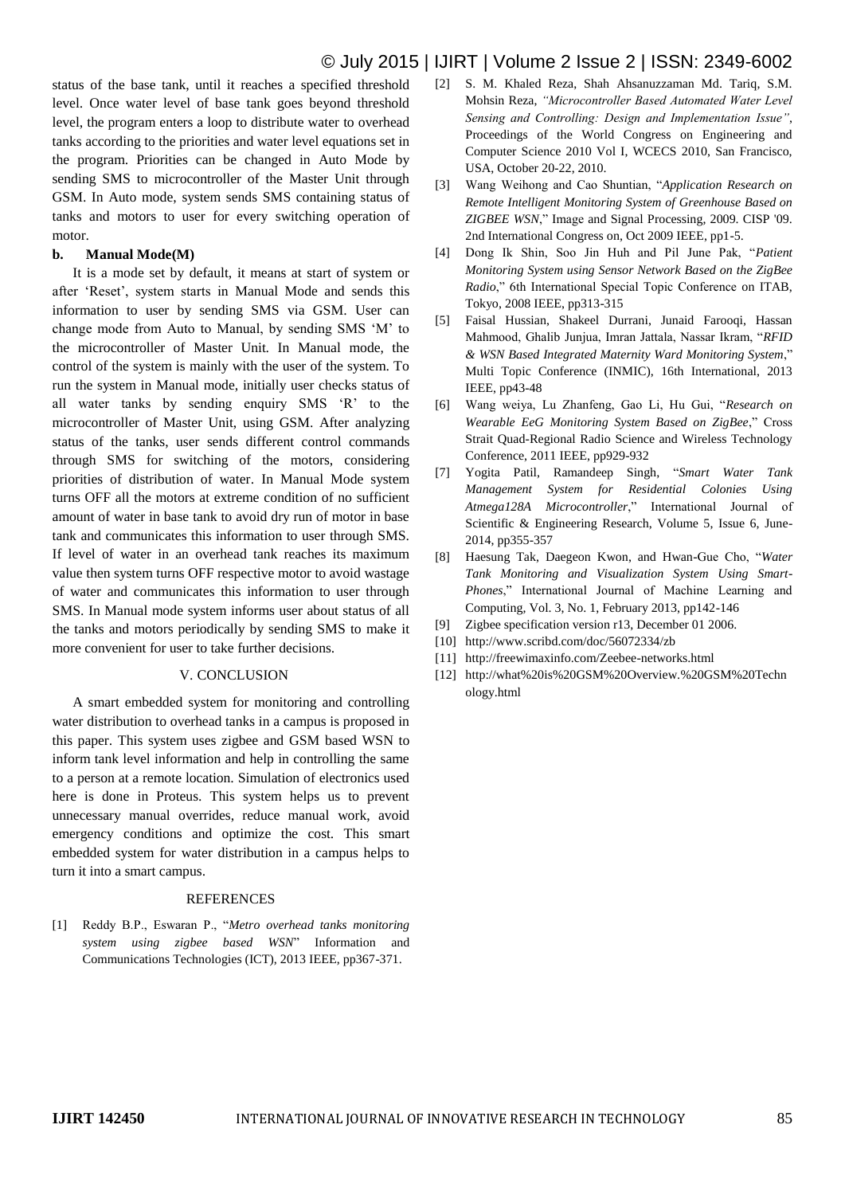status of the base tank, until it reaches a specified threshold level. Once water level of base tank goes beyond threshold level, the program enters a loop to distribute water to overhead tanks according to the priorities and water level equations set in the program. Priorities can be changed in Auto Mode by sending SMS to microcontroller of the Master Unit through GSM. In Auto mode, system sends SMS containing status of tanks and motors to user for every switching operation of motor.

### b. Manual Mode(M)

It is a mode set by default, it means at start of system or after 'Reset', system starts in Manual Mode and sends this information to user by sending SMS via GSM. User can change mode from Auto to Manual, by sending SMS 'M' to the microcontroller of Master Unit. In Manual mode, the control of the system is mainly with the user of the system. To run the system in Manual mode, initially user checks status of all water tanks by sending enquiry SMS 'R' to the microcontroller of Master Unit, using GSM. After analyzing status of the tanks, user sends different control commands through SMS for switching of the motors, considering priorities of distribution of water. In Manual Mode system turns OFF all the motors at extreme condition of no sufficient amount of water in base tank to avoid dry run of motor in base tank and communicates this information to user through SMS. If level of water in an overhead tank reaches its maximum value then system turns OFF respective motor to avoid wastage of water and communicates this information to user through SMS. In Manual mode system informs user about status of all the tanks and motors periodically by sending SMS to make it more convenient for user to take further decisions.

## V. CONCLUSION

A smart embedded system for monitoring and controlling water distribution to overhead tanks in a campus is proposed in this paper. This system uses zigbee and GSM based WSN to inform tank level information and help in controlling the same to a person at a remote location. Simulation of electronics used here is done in Proteus. This system helps us to prevent unnecessary manual overrides, reduce manual work, avoid emergency conditions and optimize the cost. This smart embedded system for water distribution in a campus helps to turn it into a smart campus.

## REFERENCES

[1] Reddy B.P., Eswaran P., "*Metro overhead tanks monitoring system using zigbee based WSN*" Information and Communications Technologies (ICT), 2013 IEEE, pp367-371.

[2] S. M. Khaled Reza, Shah Ahsanuzzaman Md. Tariq, S.M. Mohsin Reza, *"Microcontroller Based Automated Water Level Sensing and Controlling: Design and Implementation Issue"*, Proceedings of the World Congress on Engineering and Computer Science 2010 Vol I, WCECS 2010, San Francisco, USA, October 20-22, 2010.

[3] Wang Weihong and Cao Shuntian, "*Application Research on Remote Intelligent Monitoring System of Greenhouse Based on ZIGBEE WSN*," Image and Signal Processing, 2009. CISP '09. 2nd International Congress on, Oct 2009 IEEE, pp1-5.

[4] Dong Ik Shin, Soo Jin Huh and Pil June Pak, "*Patient Monitoring System using Sensor Network Based on the ZigBee Radio*," 6th International Special Topic Conference on ITAB, Tokyo, 2008 IEEE, pp313-315

[5] Faisal Hussian, Shakeel Durrani, Junaid Farooqi, Hassan Mahmood, Ghalib Junjua, Imran Jattala, Nassar Ikram, "*RFID & WSN Based Integrated Maternity Ward Monitoring System*," Multi Topic Conference (INMIC), 16th International, 2013 IEEE, pp43-48

[6] Wang weiya, Lu Zhanfeng, Gao Li, Hu Gui, "*Research on Wearable EeG Monitoring System Based on ZigBee*," Cross Strait Quad-Regional Radio Science and Wireless Technology Conference, 2011 IEEE, pp929-932

[7] Yogita Patil, Ramandeep Singh, "*Smart Water Tank Management System for Residential Colonies Using Atmega128A Microcontroller*," International Journal of Scientific & Engineering Research, Volume 5, Issue 6, June-2014, pp355-357

[8] Haesung Tak, Daegeon Kwon, and Hwan-Gue Cho, "*Water Tank Monitoring and Visualization System Using Smart-Phones*," International Journal of Machine Learning and Computing, Vol. 3, No. 1, February 2013, pp142-146

[9] Zigbee specification version r13, December 01 2006.

[10] http://www.scribd.com/doc/56072334/zb

[11] http://freewimaxinfo.com/Zeebee-networks.html

[12] http://what%20is%20GSM%20Overview.%20GSM%20Technology.html